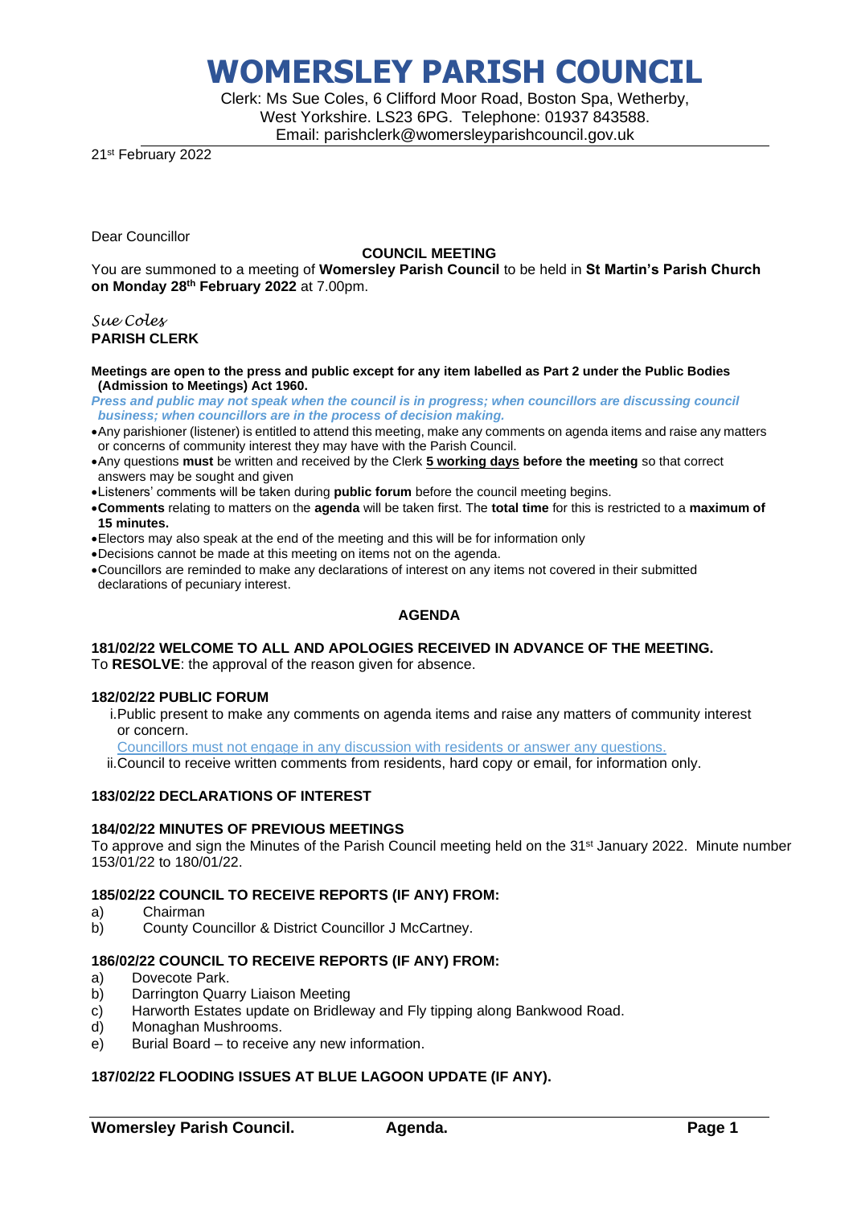# WOMERSLEY PARISH COUNCIL

Clerk: Ms Sue Coles, 6 Clifford Moor Road, Boston Spa, Wetherby, West Yorkshire. LS23 6PG. Telephone: 01937 843588. Email: parishclerk@womersleyparishcouncil.gov.uk

21st February 2022

Dear Councillor

**COUNCIL MEETING**

You are summoned to a meeting of **Womersley Parish Council** to be held in **St Martin's Parish Church on Monday 28th February 2022** at 7.00pm.

*Sue Coles*
**PARISH CLERK**

**Meetings are open to the press and public except for any item labelled as Part 2 under the Public Bodies (Admission to Meetings) Act 1960.**

***Press and public may not speak when the council is in progress; when councillors are discussing council business; when councillors are in the process of decision making.***

- Any parishioner (listener) is entitled to attend this meeting, make any comments on agenda items and raise any matters or concerns of community interest they may have with the Parish Council.
- Any questions **must** be written and received by the Clerk **5 working days before the meeting** so that correct answers may be sought and given
- Listeners' comments will be taken during **public forum** before the council meeting begins.
- **Comments** relating to matters on the **agenda** will be taken first. The **total time** for this is restricted to a **maximum of 15 minutes.**
- Electors may also speak at the end of the meeting and this will be for information only
- Decisions cannot be made at this meeting on items not on the agenda.
- Councillors are reminded to make any declarations of interest on any items not covered in their submitted declarations of pecuniary interest.

**AGENDA**

**181/02/22 WELCOME TO ALL AND APOLOGIES RECEIVED IN ADVANCE OF THE MEETING.**
To **RESOLVE**: the approval of the reason given for absence.

**182/02/22 PUBLIC FORUM**

i. Public present to make any comments on agenda items and raise any matters of community interest or concern.
Councillors must not engage in any discussion with residents or answer any questions.
ii. Council to receive written comments from residents, hard copy or email, for information only.

**183/02/22 DECLARATIONS OF INTEREST**

**184/02/22 MINUTES OF PREVIOUS MEETINGS**
To approve and sign the Minutes of the Parish Council meeting held on the 31st January 2022. Minute number 153/01/22 to 180/01/22.

**185/02/22 COUNCIL TO RECEIVE REPORTS (IF ANY) FROM:**

a) Chairman
b) County Councillor & District Councillor J McCartney.

**186/02/22 COUNCIL TO RECEIVE REPORTS (IF ANY) FROM:**

a) Dovecote Park.
b) Darrington Quarry Liaison Meeting
c) Harworth Estates update on Bridleway and Fly tipping along Bankwood Road.
d) Monaghan Mushrooms.
e) Burial Board – to receive any new information.

**187/02/22 FLOODING ISSUES AT BLUE LAGOON UPDATE (IF ANY).**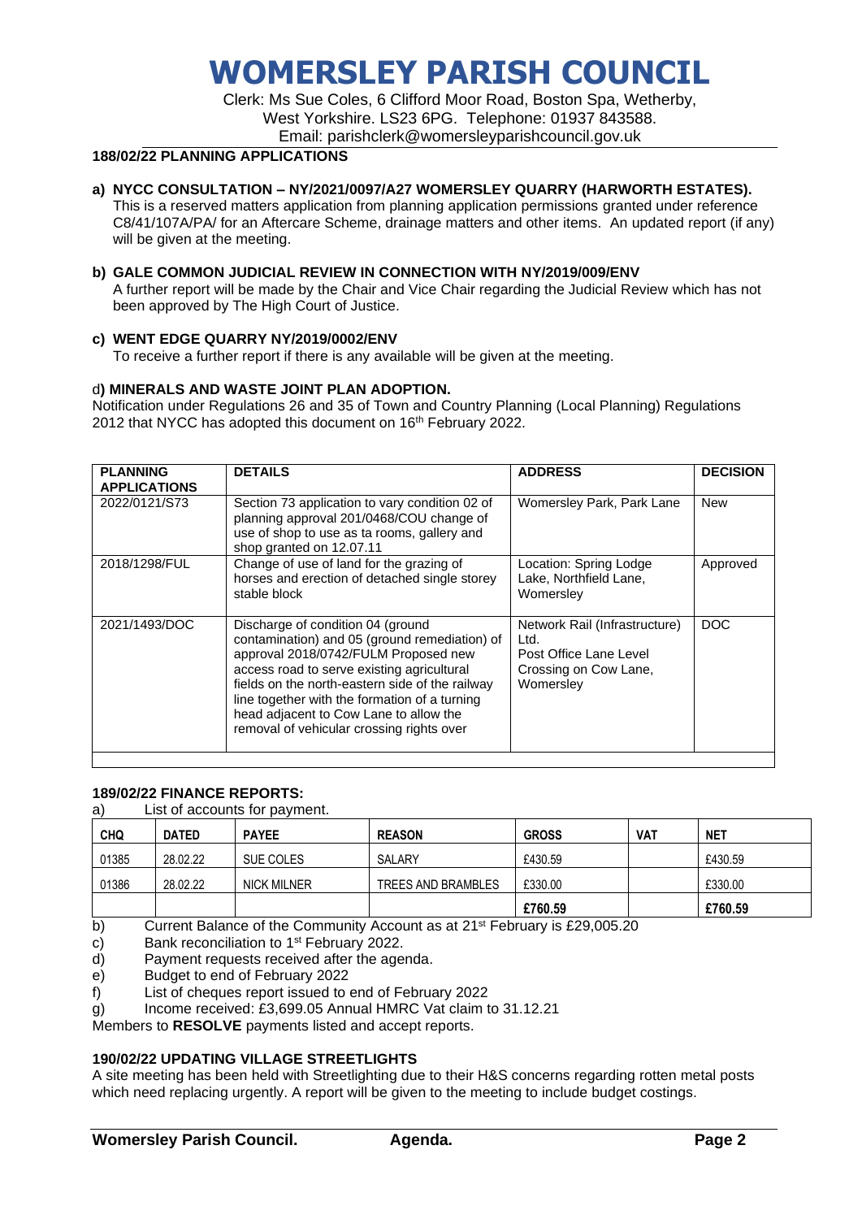# WOMERSLEY PARISH COUNCIL

Clerk: Ms Sue Coles, 6 Clifford Moor Road, Boston Spa, Wetherby, West Yorkshire. LS23 6PG. Telephone: 01937 843588.
Email: parishclerk@womersleyparishcouncil.gov.uk

**188/02/22 PLANNING APPLICATIONS**

**a) NYCC CONSULTATION – NY/2021/0097/A27 WOMERSLEY QUARRY (HARWORTH ESTATES).**
This is a reserved matters application from planning application permissions granted under reference C8/41/107A/PA/ for an Aftercare Scheme, drainage matters and other items. An updated report (if any) will be given at the meeting.

**b) GALE COMMON JUDICIAL REVIEW IN CONNECTION WITH NY/2019/009/ENV**
A further report will be made by the Chair and Vice Chair regarding the Judicial Review which has not been approved by The High Court of Justice.

**c) WENT EDGE QUARRY NY/2019/0002/ENV**
To receive a further report if there is any available will be given at the meeting.

d**) MINERALS AND WASTE JOINT PLAN ADOPTION.**
Notification under Regulations 26 and 35 of Town and Country Planning (Local Planning) Regulations 2012 that NYCC has adopted this document on 16th February 2022.

| PLANNING APPLICATIONS | DETAILS | ADDRESS | DECISION |
|---|---|---|---|
| 2022/0121/S73 | Section 73 application to vary condition 02 of planning approval 201/0468/COU change of use of shop to use as ta rooms, gallery and shop granted on 12.07.11 | Womersley Park, Park Lane | New |
| 2018/1298/FUL | Change of use of land for the grazing of horses and erection of detached single storey stable block | Location: Spring Lodge Lake, Northfield Lane, Womersley | Approved |
| 2021/1493/DOC | Discharge of condition 04 (ground contamination) and 05 (ground remediation) of approval 2018/0742/FULM Proposed new access road to serve existing agricultural fields on the north-eastern side of the railway line together with the formation of a turning head adjacent to Cow Lane to allow the removal of vehicular crossing rights over | Network Rail (Infrastructure) Ltd. Post Office Lane Level Crossing on Cow Lane, Womersley | DOC |

**189/02/22 FINANCE REPORTS:**

a) List of accounts for payment.

| CHQ | DATED | PAYEE | REASON | GROSS | VAT | NET |
|---|---|---|---|---|---|---|
| 01385 | 28.02.22 | SUE COLES | SALARY | £430.59 | | £430.59 |
| 01386 | 28.02.22 | NICK MILNER | TREES AND BRAMBLES | £330.00 | | £330.00 |
| | | | | **£760.59** | | **£760.59** |

b) Current Balance of the Community Account as at 21st February is £29,005.20
c) Bank reconciliation to 1st February 2022.
d) Payment requests received after the agenda.
e) Budget to end of February 2022
f) List of cheques report issued to end of February 2022
g) Income received: £3,699.05 Annual HMRC Vat claim to 31.12.21

Members to **RESOLVE** payments listed and accept reports.

**190/02/22 UPDATING VILLAGE STREETLIGHTS**

A site meeting has been held with Streetlighting due to their H&S concerns regarding rotten metal posts which need replacing urgently. A report will be given to the meeting to include budget costings.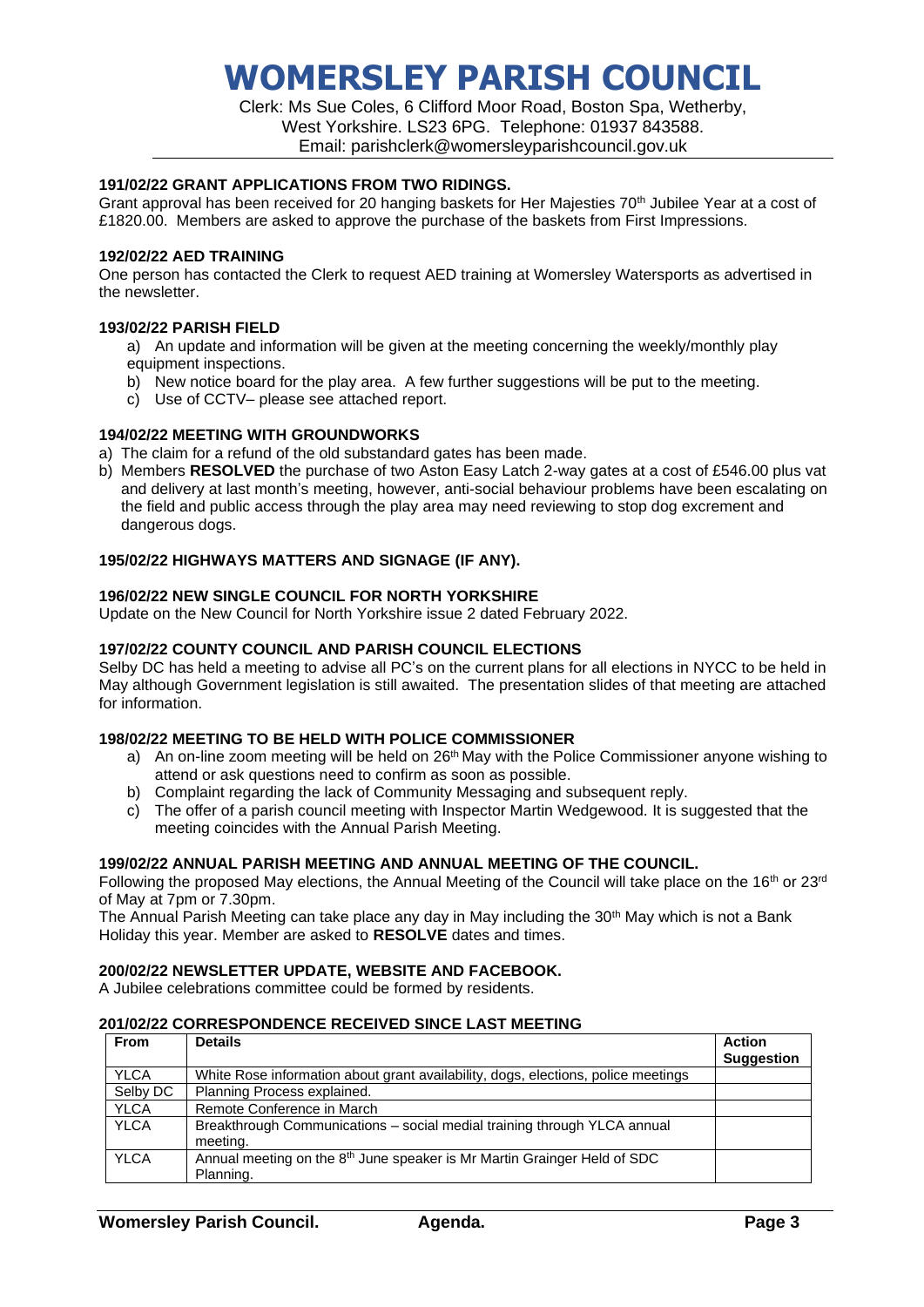# WOMERSLEY PARISH COUNCIL

Clerk: Ms Sue Coles, 6 Clifford Moor Road, Boston Spa, Wetherby, West Yorkshire. LS23 6PG. Telephone: 01937 843588. Email: parishclerk@womersleyparishcouncil.gov.uk

### 191/02/22 GRANT APPLICATIONS FROM TWO RIDINGS.

Grant approval has been received for 20 hanging baskets for Her Majesties 70th Jubilee Year at a cost of £1820.00. Members are asked to approve the purchase of the baskets from First Impressions.

### 192/02/22 AED TRAINING

One person has contacted the Clerk to request AED training at Womersley Watersports as advertised in the newsletter.

### 193/02/22 PARISH FIELD

a) An update and information will be given at the meeting concerning the weekly/monthly play equipment inspections.
b) New notice board for the play area. A few further suggestions will be put to the meeting.
c) Use of CCTV– please see attached report.

### 194/02/22 MEETING WITH GROUNDWORKS

a) The claim for a refund of the old substandard gates has been made.
b) Members **RESOLVED** the purchase of two Aston Easy Latch 2-way gates at a cost of £546.00 plus vat and delivery at last month's meeting, however, anti-social behaviour problems have been escalating on the field and public access through the play area may need reviewing to stop dog excrement and dangerous dogs.

### 195/02/22 HIGHWAYS MATTERS AND SIGNAGE (IF ANY).

### 196/02/22 NEW SINGLE COUNCIL FOR NORTH YORKSHIRE

Update on the New Council for North Yorkshire issue 2 dated February 2022.

### 197/02/22 COUNTY COUNCIL AND PARISH COUNCIL ELECTIONS

Selby DC has held a meeting to advise all PC's on the current plans for all elections in NYCC to be held in May although Government legislation is still awaited. The presentation slides of that meeting are attached for information.

### 198/02/22 MEETING TO BE HELD WITH POLICE COMMISSIONER

a) An on-line zoom meeting will be held on 26th May with the Police Commissioner anyone wishing to attend or ask questions need to confirm as soon as possible.
b) Complaint regarding the lack of Community Messaging and subsequent reply.
c) The offer of a parish council meeting with Inspector Martin Wedgewood. It is suggested that the meeting coincides with the Annual Parish Meeting.

### 199/02/22 ANNUAL PARISH MEETING AND ANNUAL MEETING OF THE COUNCIL.

Following the proposed May elections, the Annual Meeting of the Council will take place on the 16th or 23rd of May at 7pm or 7.30pm.

The Annual Parish Meeting can take place any day in May including the 30th May which is not a Bank Holiday this year. Member are asked to **RESOLVE** dates and times.

### 200/02/22 NEWSLETTER UPDATE, WEBSITE AND FACEBOOK.

A Jubilee celebrations committee could be formed by residents.

### 201/02/22 CORRESPONDENCE RECEIVED SINCE LAST MEETING

| From | Details | Action Suggestion |
|---|---|---|
| YLCA | White Rose information about grant availability, dogs, elections, police meetings | |
| Selby DC | Planning Process explained. | |
| YLCA | Remote Conference in March | |
| YLCA | Breakthrough Communications – social medial training through YLCA annual meeting. | |
| YLCA | Annual meeting on the 8th June speaker is Mr Martin Grainger Held of SDC Planning. | |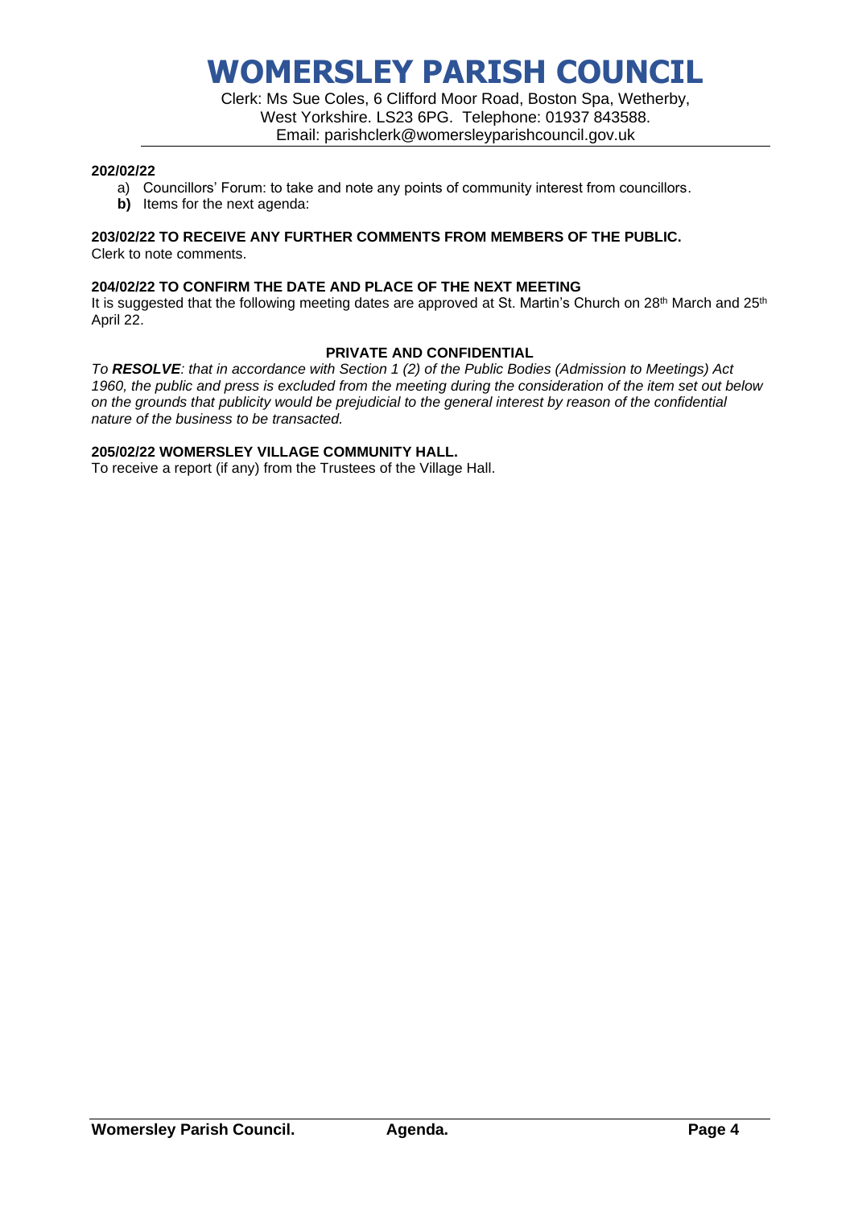# WOMERSLEY PARISH COUNCIL

Clerk: Ms Sue Coles, 6 Clifford Moor Road, Boston Spa, Wetherby, West Yorkshire. LS23 6PG. Telephone: 01937 843588.
Email: parishclerk@womersleyparishcouncil.gov.uk

**202/02/22**

a) Councillors' Forum: to take and note any points of community interest from councillors.
**b)** Items for the next agenda:

**203/02/22 TO RECEIVE ANY FURTHER COMMENTS FROM MEMBERS OF THE PUBLIC.**
Clerk to note comments.

**204/02/22 TO CONFIRM THE DATE AND PLACE OF THE NEXT MEETING**
It is suggested that the following meeting dates are approved at St. Martin's Church on 28th March and 25th April 22.

**PRIVATE AND CONFIDENTIAL**

*To **RESOLVE**: that in accordance with Section 1 (2) of the Public Bodies (Admission to Meetings) Act 1960, the public and press is excluded from the meeting during the consideration of the item set out below on the grounds that publicity would be prejudicial to the general interest by reason of the confidential nature of the business to be transacted.*

**205/02/22 WOMERSLEY VILLAGE COMMUNITY HALL.**
To receive a report (if any) from the Trustees of the Village Hall.